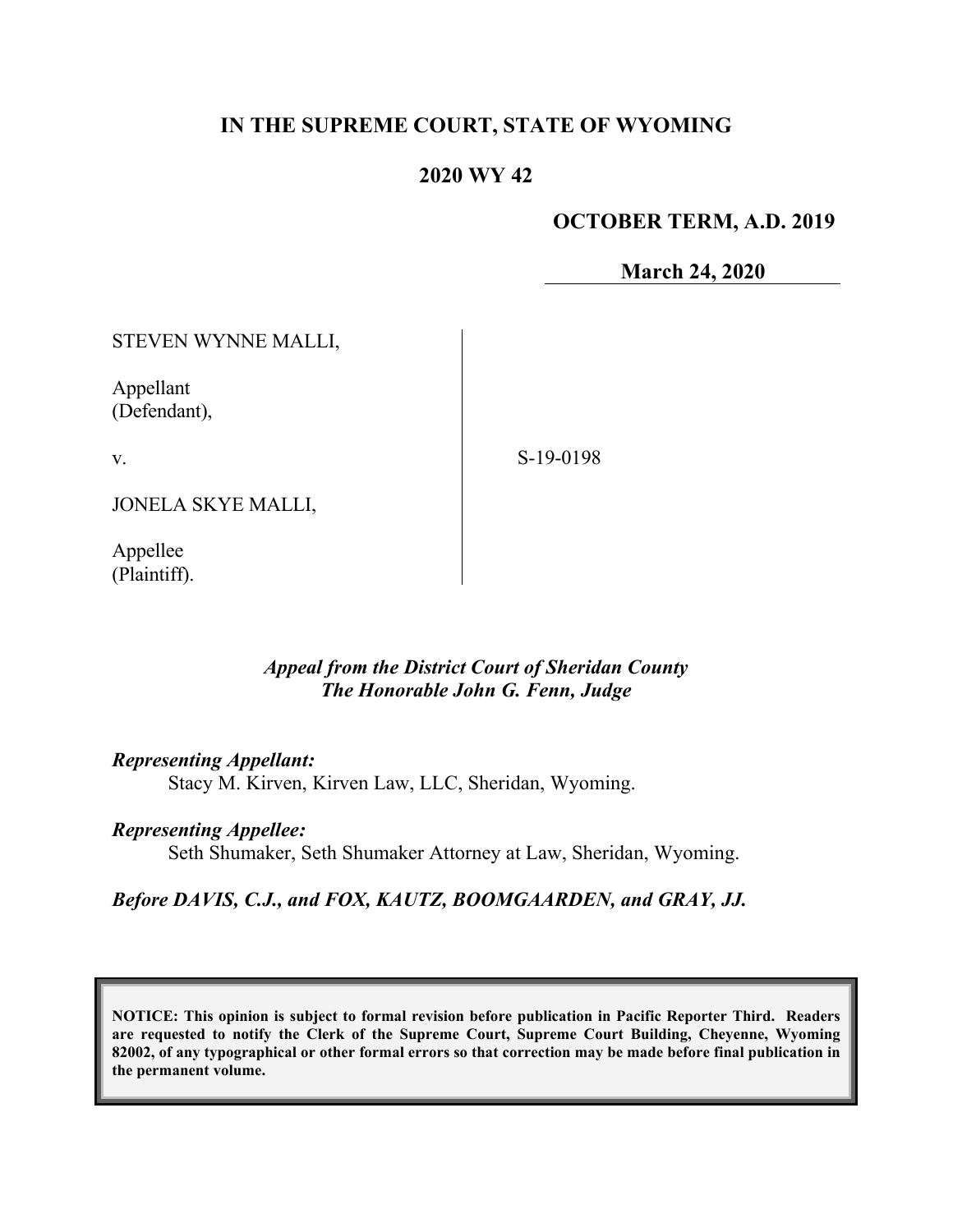# IN THE SUPREME COURT, STATE OF WYOMING

## 2020 WY 42

**OCTOBER TERM, A.D. 2019**

**March 24, 2020**

STEVEN WYNNE MALLI,

Appellant
(Defendant),

v.

JONELA SKYE MALLI,

Appellee
(Plaintiff).

S-19-0198

*Appeal from the District Court of Sheridan County*
*The Honorable John G. Fenn, Judge*

***Representing Appellant:***
Stacy M. Kirven, Kirven Law, LLC, Sheridan, Wyoming.

***Representing Appellee:***
Seth Shumaker, Seth Shumaker Attorney at Law, Sheridan, Wyoming.

***Before DAVIS, C.J., and FOX, KAUTZ, BOOMGAARDEN, and GRAY, JJ.***

**NOTICE: This opinion is subject to formal revision before publication in Pacific Reporter Third. Readers are requested to notify the Clerk of the Supreme Court, Supreme Court Building, Cheyenne, Wyoming 82002, of any typographical or other formal errors so that correction may be made before final publication in the permanent volume.**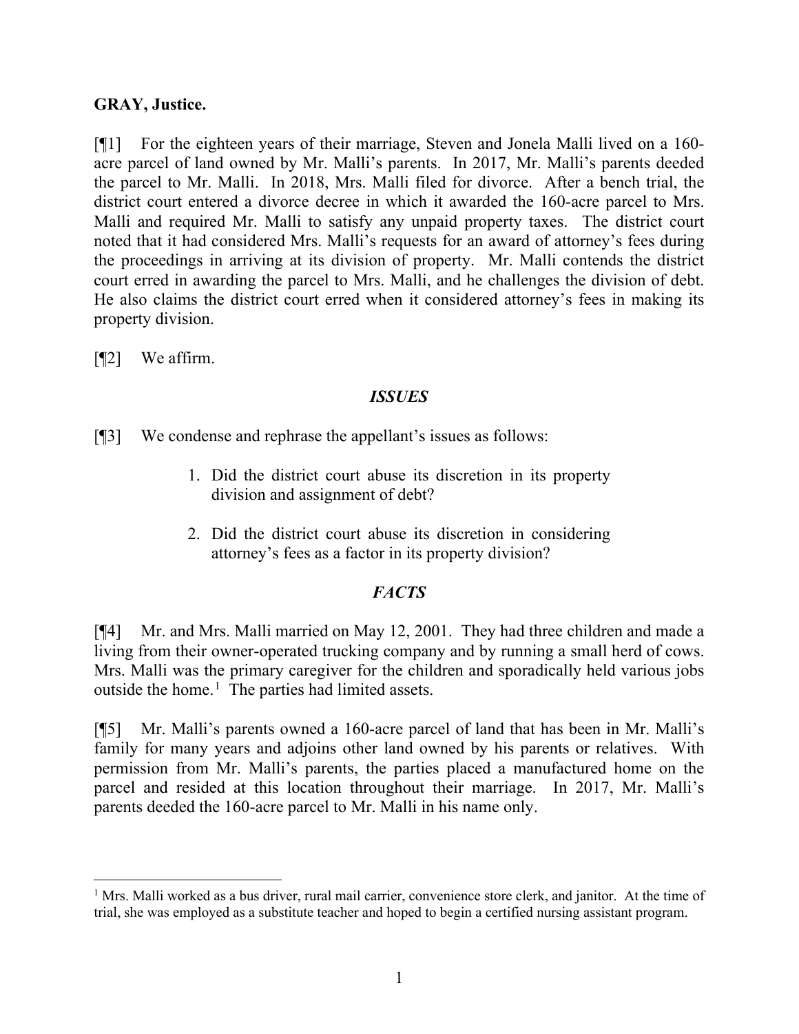**GRAY, Justice.**

[¶1] For the eighteen years of their marriage, Steven and Jonela Malli lived on a 160-acre parcel of land owned by Mr. Malli's parents. In 2017, Mr. Malli's parents deeded the parcel to Mr. Malli. In 2018, Mrs. Malli filed for divorce. After a bench trial, the district court entered a divorce decree in which it awarded the 160-acre parcel to Mrs. Malli and required Mr. Malli to satisfy any unpaid property taxes. The district court noted that it had considered Mrs. Malli's requests for an award of attorney's fees during the proceedings in arriving at its division of property. Mr. Malli contends the district court erred in awarding the parcel to Mrs. Malli, and he challenges the division of debt. He also claims the district court erred when it considered attorney's fees in making its property division.

[¶2] We affirm.

### *ISSUES*

[¶3] We condense and rephrase the appellant's issues as follows:

1. Did the district court abuse its discretion in its property division and assignment of debt?
2. Did the district court abuse its discretion in considering attorney's fees as a factor in its property division?

### *FACTS*

[¶4] Mr. and Mrs. Malli married on May 12, 2001. They had three children and made a living from their owner-operated trucking company and by running a small herd of cows. Mrs. Malli was the primary caregiver for the children and sporadically held various jobs outside the home.[1] The parties had limited assets.

[¶5] Mr. Malli's parents owned a 160-acre parcel of land that has been in Mr. Malli's family for many years and adjoins other land owned by his parents or relatives. With permission from Mr. Malli's parents, the parties placed a manufactured home on the parcel and resided at this location throughout their marriage. In 2017, Mr. Malli's parents deeded the 160-acre parcel to Mr. Malli in his name only.

---

[1] Mrs. Malli worked as a bus driver, rural mail carrier, convenience store clerk, and janitor. At the time of trial, she was employed as a substitute teacher and hoped to begin a certified nursing assistant program.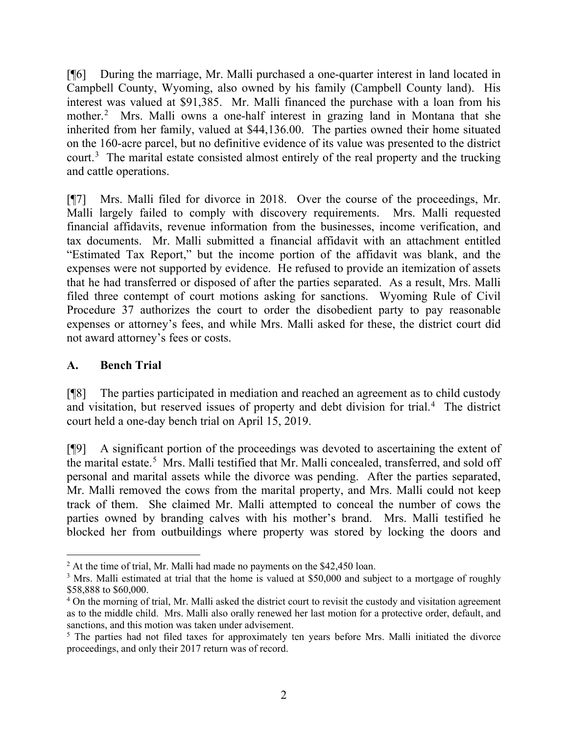[¶6] During the marriage, Mr. Malli purchased a one-quarter interest in land located in Campbell County, Wyoming, also owned by his family (Campbell County land). His interest was valued at $91,385. Mr. Malli financed the purchase with a loan from his mother.[2] Mrs. Malli owns a one-half interest in grazing land in Montana that she inherited from her family, valued at $44,136.00. The parties owned their home situated on the 160-acre parcel, but no definitive evidence of its value was presented to the district court.[3] The marital estate consisted almost entirely of the real property and the trucking and cattle operations.

[¶7] Mrs. Malli filed for divorce in 2018. Over the course of the proceedings, Mr. Malli largely failed to comply with discovery requirements. Mrs. Malli requested financial affidavits, revenue information from the businesses, income verification, and tax documents. Mr. Malli submitted a financial affidavit with an attachment entitled "Estimated Tax Report," but the income portion of the affidavit was blank, and the expenses were not supported by evidence. He refused to provide an itemization of assets that he had transferred or disposed of after the parties separated. As a result, Mrs. Malli filed three contempt of court motions asking for sanctions. Wyoming Rule of Civil Procedure 37 authorizes the court to order the disobedient party to pay reasonable expenses or attorney's fees, and while Mrs. Malli asked for these, the district court did not award attorney's fees or costs.

## A. Bench Trial

[¶8] The parties participated in mediation and reached an agreement as to child custody and visitation, but reserved issues of property and debt division for trial.[4] The district court held a one-day bench trial on April 15, 2019.

[¶9] A significant portion of the proceedings was devoted to ascertaining the extent of the marital estate.[5] Mrs. Malli testified that Mr. Malli concealed, transferred, and sold off personal and marital assets while the divorce was pending. After the parties separated, Mr. Malli removed the cows from the marital property, and Mrs. Malli could not keep track of them. She claimed Mr. Malli attempted to conceal the number of cows the parties owned by branding calves with his mother's brand. Mrs. Malli testified he blocked her from outbuildings where property was stored by locking the doors and

---

[2] At the time of trial, Mr. Malli had made no payments on the $42,450 loan.

[3] Mrs. Malli estimated at trial that the home is valued at $50,000 and subject to a mortgage of roughly $58,888 to $60,000.

[4] On the morning of trial, Mr. Malli asked the district court to revisit the custody and visitation agreement as to the middle child. Mrs. Malli also orally renewed her last motion for a protective order, default, and sanctions, and this motion was taken under advisement.

[5] The parties had not filed taxes for approximately ten years before Mrs. Malli initiated the divorce proceedings, and only their 2017 return was of record.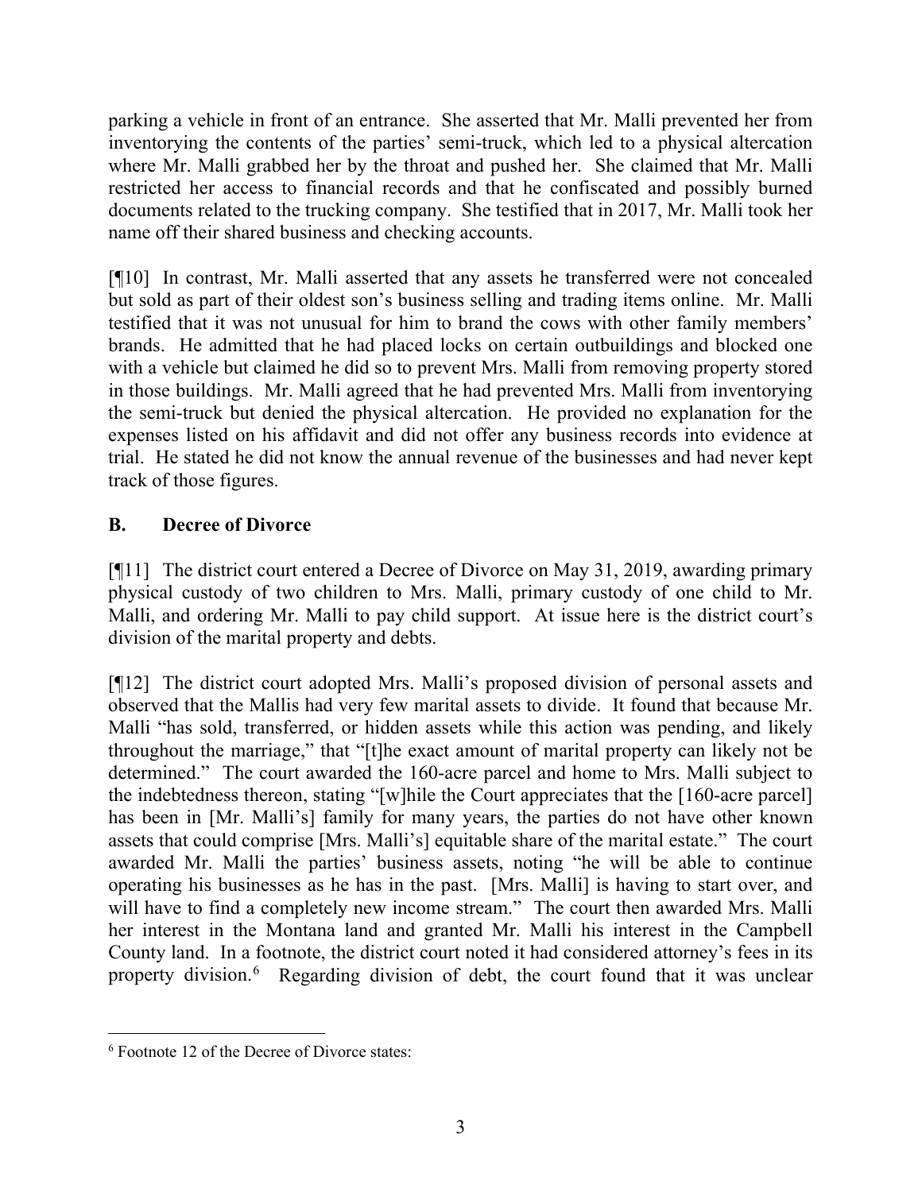parking a vehicle in front of an entrance. She asserted that Mr. Malli prevented her from inventorying the contents of the parties' semi-truck, which led to a physical altercation where Mr. Malli grabbed her by the throat and pushed her. She claimed that Mr. Malli restricted her access to financial records and that he confiscated and possibly burned documents related to the trucking company. She testified that in 2017, Mr. Malli took her name off their shared business and checking accounts.

[¶10] In contrast, Mr. Malli asserted that any assets he transferred were not concealed but sold as part of their oldest son's business selling and trading items online. Mr. Malli testified that it was not unusual for him to brand the cows with other family members' brands. He admitted that he had placed locks on certain outbuildings and blocked one with a vehicle but claimed he did so to prevent Mrs. Malli from removing property stored in those buildings. Mr. Malli agreed that he had prevented Mrs. Malli from inventorying the semi-truck but denied the physical altercation. He provided no explanation for the expenses listed on his affidavit and did not offer any business records into evidence at trial. He stated he did not know the annual revenue of the businesses and had never kept track of those figures.

## B. Decree of Divorce

[¶11] The district court entered a Decree of Divorce on May 31, 2019, awarding primary physical custody of two children to Mrs. Malli, primary custody of one child to Mr. Malli, and ordering Mr. Malli to pay child support. At issue here is the district court's division of the marital property and debts.

[¶12] The district court adopted Mrs. Malli's proposed division of personal assets and observed that the Mallis had very few marital assets to divide. It found that because Mr. Malli "has sold, transferred, or hidden assets while this action was pending, and likely throughout the marriage," that "[t]he exact amount of marital property can likely not be determined." The court awarded the 160-acre parcel and home to Mrs. Malli subject to the indebtedness thereon, stating "[w]hile the Court appreciates that the [160-acre parcel] has been in [Mr. Malli's] family for many years, the parties do not have other known assets that could comprise [Mrs. Malli's] equitable share of the marital estate." The court awarded Mr. Malli the parties' business assets, noting "he will be able to continue operating his businesses as he has in the past. [Mrs. Malli] is having to start over, and will have to find a completely new income stream." The court then awarded Mrs. Malli her interest in the Montana land and granted Mr. Malli his interest in the Campbell County land. In a footnote, the district court noted it had considered attorney's fees in its property division.[6] Regarding division of debt, the court found that it was unclear

[6] Footnote 12 of the Decree of Divorce states: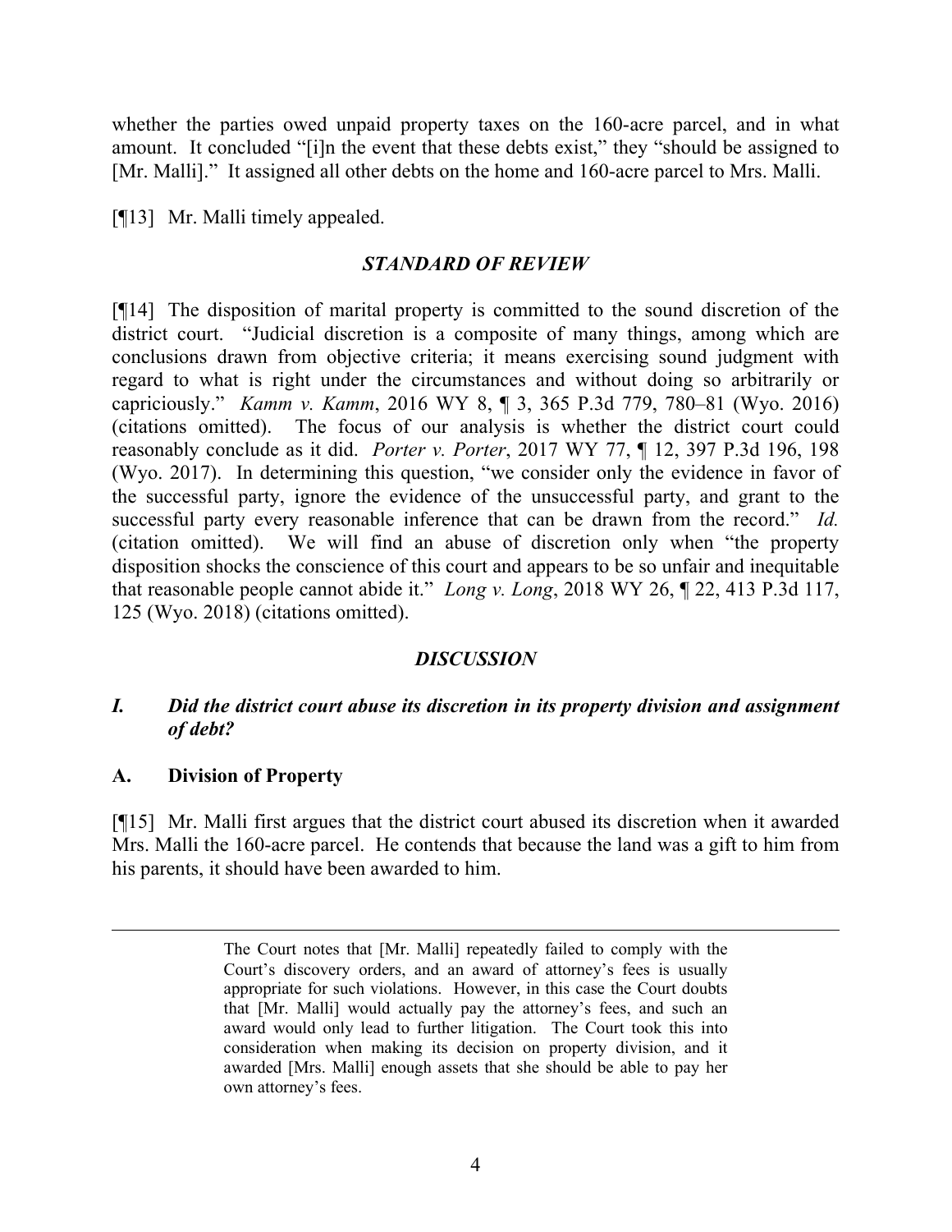whether the parties owed unpaid property taxes on the 160-acre parcel, and in what amount. It concluded "[i]n the event that these debts exist," they "should be assigned to [Mr. Malli]." It assigned all other debts on the home and 160-acre parcel to Mrs. Malli.

[¶13] Mr. Malli timely appealed.

### *STANDARD OF REVIEW*

[¶14] The disposition of marital property is committed to the sound discretion of the district court. "Judicial discretion is a composite of many things, among which are conclusions drawn from objective criteria; it means exercising sound judgment with regard to what is right under the circumstances and without doing so arbitrarily or capriciously." *Kamm v. Kamm*, 2016 WY 8, ¶ 3, 365 P.3d 779, 780–81 (Wyo. 2016) (citations omitted). The focus of our analysis is whether the district court could reasonably conclude as it did. *Porter v. Porter*, 2017 WY 77, ¶ 12, 397 P.3d 196, 198 (Wyo. 2017). In determining this question, "we consider only the evidence in favor of the successful party, ignore the evidence of the unsuccessful party, and grant to the successful party every reasonable inference that can be drawn from the record." *Id.* (citation omitted). We will find an abuse of discretion only when "the property disposition shocks the conscience of this court and appears to be so unfair and inequitable that reasonable people cannot abide it." *Long v. Long*, 2018 WY 26, ¶ 22, 413 P.3d 117, 125 (Wyo. 2018) (citations omitted).

### *DISCUSSION*

### *I. Did the district court abuse its discretion in its property division and assignment of debt?*

#### A. Division of Property

[¶15] Mr. Malli first argues that the district court abused its discretion when it awarded Mrs. Malli the 160-acre parcel. He contends that because the land was a gift to him from his parents, it should have been awarded to him.

---

> The Court notes that [Mr. Malli] repeatedly failed to comply with the Court's discovery orders, and an award of attorney's fees is usually appropriate for such violations. However, in this case the Court doubts that [Mr. Malli] would actually pay the attorney's fees, and such an award would only lead to further litigation. The Court took this into consideration when making its decision on property division, and it awarded [Mrs. Malli] enough assets that she should be able to pay her own attorney's fees.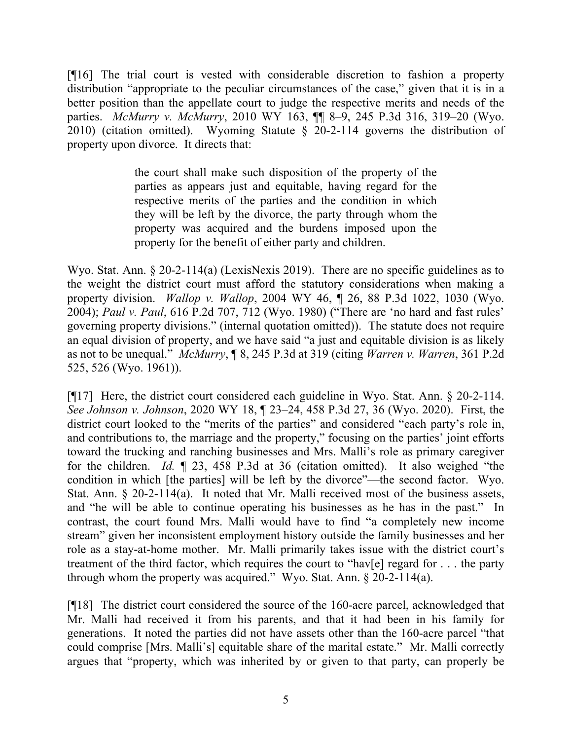[¶16] The trial court is vested with considerable discretion to fashion a property distribution "appropriate to the peculiar circumstances of the case," given that it is in a better position than the appellate court to judge the respective merits and needs of the parties. *McMurry v. McMurry*, 2010 WY 163, ¶¶ 8–9, 245 P.3d 316, 319–20 (Wyo. 2010) (citation omitted). Wyoming Statute § 20-2-114 governs the distribution of property upon divorce. It directs that:

> the court shall make such disposition of the property of the parties as appears just and equitable, having regard for the respective merits of the parties and the condition in which they will be left by the divorce, the party through whom the property was acquired and the burdens imposed upon the property for the benefit of either party and children.

Wyo. Stat. Ann. § 20-2-114(a) (LexisNexis 2019). There are no specific guidelines as to the weight the district court must afford the statutory considerations when making a property division. *Wallop v. Wallop*, 2004 WY 46, ¶ 26, 88 P.3d 1022, 1030 (Wyo. 2004); *Paul v. Paul*, 616 P.2d 707, 712 (Wyo. 1980) ("There are 'no hard and fast rules' governing property divisions." (internal quotation omitted)). The statute does not require an equal division of property, and we have said "a just and equitable division is as likely as not to be unequal." *McMurry*, ¶ 8, 245 P.3d at 319 (citing *Warren v. Warren*, 361 P.2d 525, 526 (Wyo. 1961)).

[¶17] Here, the district court considered each guideline in Wyo. Stat. Ann. § 20-2-114. *See Johnson v. Johnson*, 2020 WY 18, ¶ 23–24, 458 P.3d 27, 36 (Wyo. 2020). First, the district court looked to the "merits of the parties" and considered "each party's role in, and contributions to, the marriage and the property," focusing on the parties' joint efforts toward the trucking and ranching businesses and Mrs. Malli's role as primary caregiver for the children. *Id.* ¶ 23, 458 P.3d at 36 (citation omitted). It also weighed "the condition in which [the parties] will be left by the divorce"—the second factor. Wyo. Stat. Ann. § 20-2-114(a). It noted that Mr. Malli received most of the business assets, and "he will be able to continue operating his businesses as he has in the past." In contrast, the court found Mrs. Malli would have to find "a completely new income stream" given her inconsistent employment history outside the family businesses and her role as a stay-at-home mother. Mr. Malli primarily takes issue with the district court's treatment of the third factor, which requires the court to "hav[e] regard for . . . the party through whom the property was acquired." Wyo. Stat. Ann. § 20-2-114(a).

[¶18] The district court considered the source of the 160-acre parcel, acknowledged that Mr. Malli had received it from his parents, and that it had been in his family for generations. It noted the parties did not have assets other than the 160-acre parcel "that could comprise [Mrs. Malli's] equitable share of the marital estate." Mr. Malli correctly argues that "property, which was inherited by or given to that party, can properly be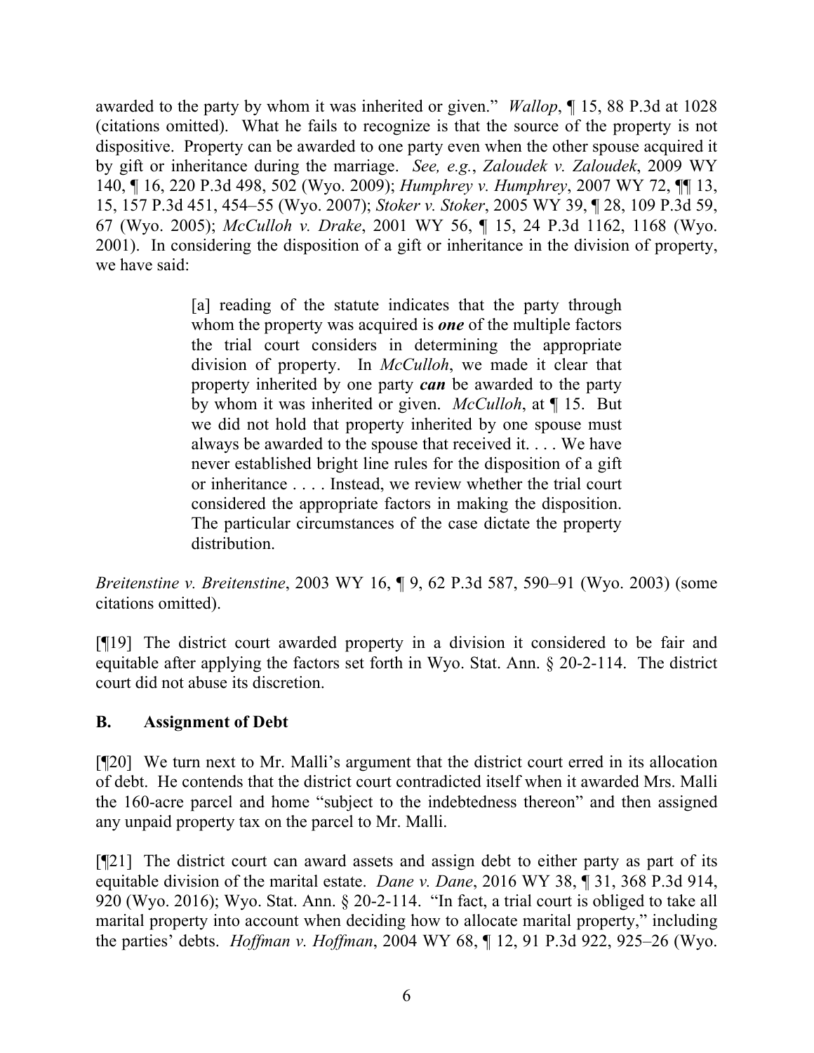awarded to the party by whom it was inherited or given." *Wallop*, ¶ 15, 88 P.3d at 1028 (citations omitted). What he fails to recognize is that the source of the property is not dispositive. Property can be awarded to one party even when the other spouse acquired it by gift or inheritance during the marriage. *See, e.g.*, *Zaloudek v. Zaloudek*, 2009 WY 140, ¶ 16, 220 P.3d 498, 502 (Wyo. 2009); *Humphrey v. Humphrey*, 2007 WY 72, ¶¶ 13, 15, 157 P.3d 451, 454–55 (Wyo. 2007); *Stoker v. Stoker*, 2005 WY 39, ¶ 28, 109 P.3d 59, 67 (Wyo. 2005); *McCulloh v. Drake*, 2001 WY 56, ¶ 15, 24 P.3d 1162, 1168 (Wyo. 2001). In considering the disposition of a gift or inheritance in the division of property, we have said:

> [a] reading of the statute indicates that the party through whom the property was acquired is ***one*** of the multiple factors the trial court considers in determining the appropriate division of property. In *McCulloh*, we made it clear that property inherited by one party ***can*** be awarded to the party by whom it was inherited or given. *McCulloh*, at ¶ 15. But we did not hold that property inherited by one spouse must always be awarded to the spouse that received it. . . . We have never established bright line rules for the disposition of a gift or inheritance . . . . Instead, we review whether the trial court considered the appropriate factors in making the disposition. The particular circumstances of the case dictate the property distribution.

*Breitenstine v. Breitenstine*, 2003 WY 16, ¶ 9, 62 P.3d 587, 590–91 (Wyo. 2003) (some citations omitted).

[¶19] The district court awarded property in a division it considered to be fair and equitable after applying the factors set forth in Wyo. Stat. Ann. § 20-2-114. The district court did not abuse its discretion.

### B. Assignment of Debt

[¶20] We turn next to Mr. Malli's argument that the district court erred in its allocation of debt. He contends that the district court contradicted itself when it awarded Mrs. Malli the 160-acre parcel and home "subject to the indebtedness thereon" and then assigned any unpaid property tax on the parcel to Mr. Malli.

[¶21] The district court can award assets and assign debt to either party as part of its equitable division of the marital estate. *Dane v. Dane*, 2016 WY 38, ¶ 31, 368 P.3d 914, 920 (Wyo. 2016); Wyo. Stat. Ann. § 20-2-114. "In fact, a trial court is obliged to take all marital property into account when deciding how to allocate marital property," including the parties' debts. *Hoffman v. Hoffman*, 2004 WY 68, ¶ 12, 91 P.3d 922, 925–26 (Wyo.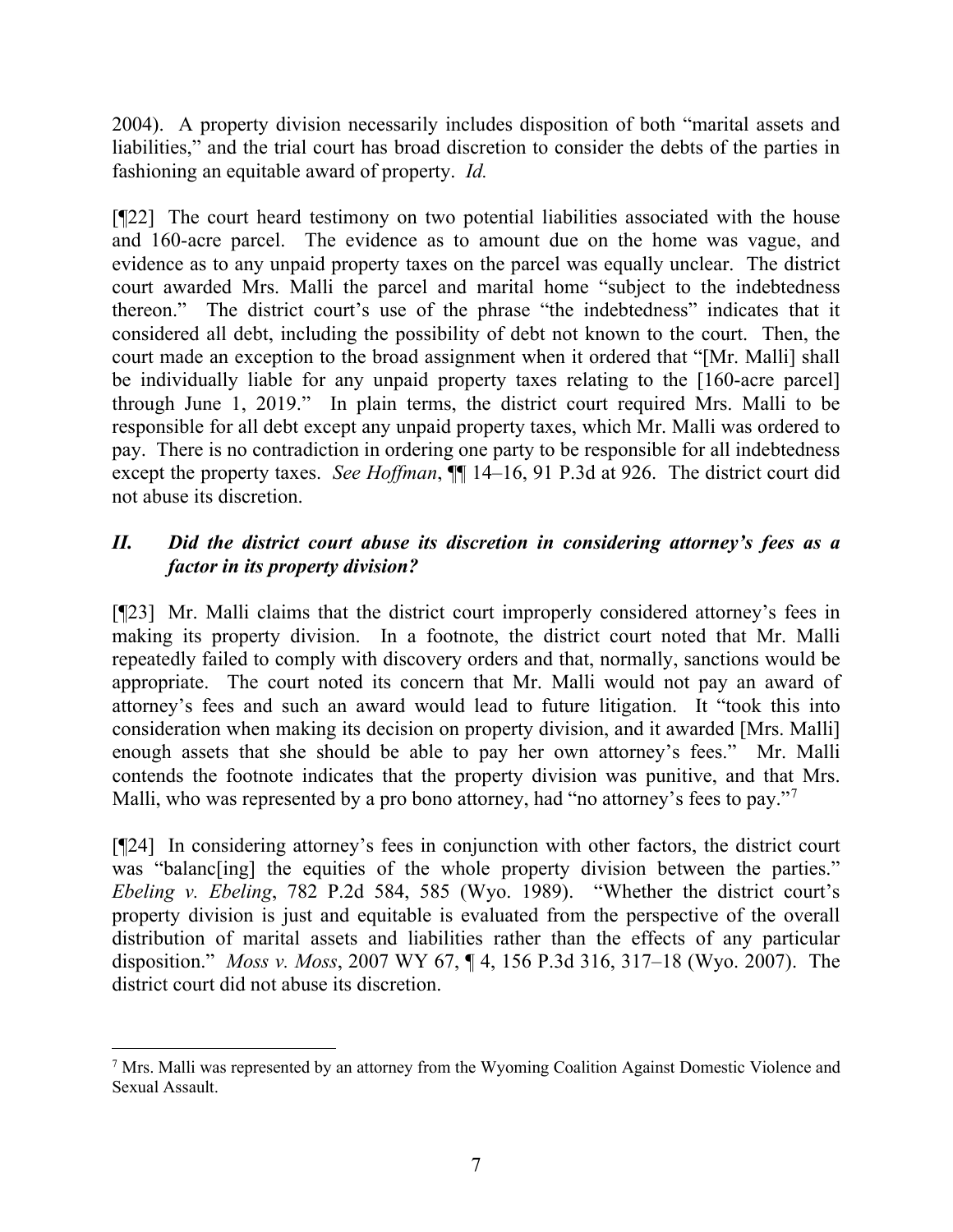2004). A property division necessarily includes disposition of both "marital assets and liabilities," and the trial court has broad discretion to consider the debts of the parties in fashioning an equitable award of property. *Id.*

[¶22] The court heard testimony on two potential liabilities associated with the house and 160-acre parcel. The evidence as to amount due on the home was vague, and evidence as to any unpaid property taxes on the parcel was equally unclear. The district court awarded Mrs. Malli the parcel and marital home "subject to the indebtedness thereon." The district court's use of the phrase "the indebtedness" indicates that it considered all debt, including the possibility of debt not known to the court. Then, the court made an exception to the broad assignment when it ordered that "[Mr. Malli] shall be individually liable for any unpaid property taxes relating to the [160-acre parcel] through June 1, 2019." In plain terms, the district court required Mrs. Malli to be responsible for all debt except any unpaid property taxes, which Mr. Malli was ordered to pay. There is no contradiction in ordering one party to be responsible for all indebtedness except the property taxes. *See Hoffman*, ¶¶ 14–16, 91 P.3d at 926. The district court did not abuse its discretion.

### *II. Did the district court abuse its discretion in considering attorney's fees as a factor in its property division?*

[¶23] Mr. Malli claims that the district court improperly considered attorney's fees in making its property division. In a footnote, the district court noted that Mr. Malli repeatedly failed to comply with discovery orders and that, normally, sanctions would be appropriate. The court noted its concern that Mr. Malli would not pay an award of attorney's fees and such an award would lead to future litigation. It "took this into consideration when making its decision on property division, and it awarded [Mrs. Malli] enough assets that she should be able to pay her own attorney's fees." Mr. Malli contends the footnote indicates that the property division was punitive, and that Mrs. Malli, who was represented by a pro bono attorney, had "no attorney's fees to pay."[7]

[¶24] In considering attorney's fees in conjunction with other factors, the district court was "balanc[ing] the equities of the whole property division between the parties." *Ebeling v. Ebeling*, 782 P.2d 584, 585 (Wyo. 1989). "Whether the district court's property division is just and equitable is evaluated from the perspective of the overall distribution of marital assets and liabilities rather than the effects of any particular disposition." *Moss v. Moss*, 2007 WY 67, ¶ 4, 156 P.3d 316, 317–18 (Wyo. 2007). The district court did not abuse its discretion.

---

[7] Mrs. Malli was represented by an attorney from the Wyoming Coalition Against Domestic Violence and Sexual Assault.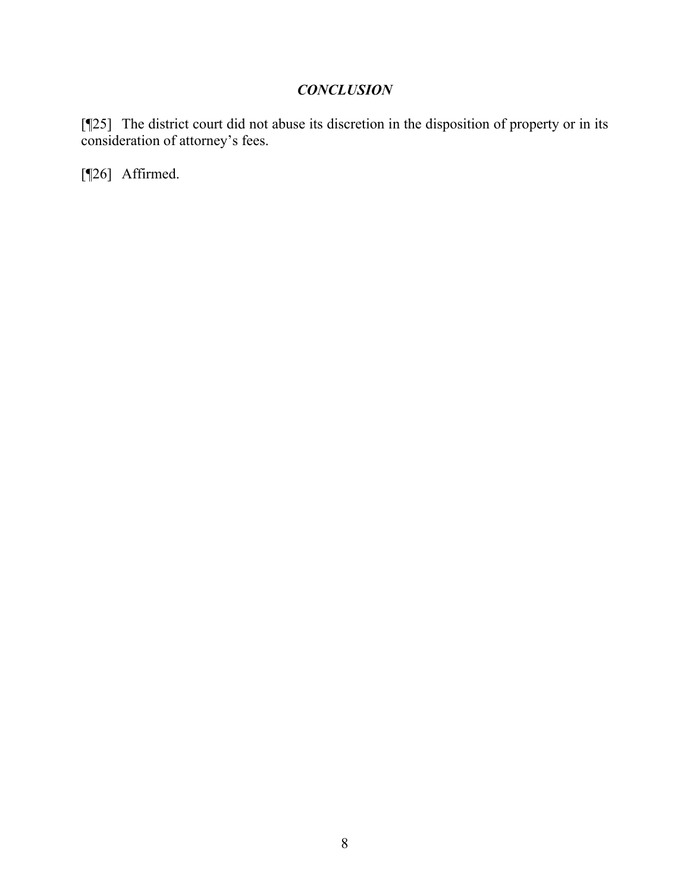## *CONCLUSION*

[¶25] The district court did not abuse its discretion in the disposition of property or in its consideration of attorney's fees.

[¶26] Affirmed.